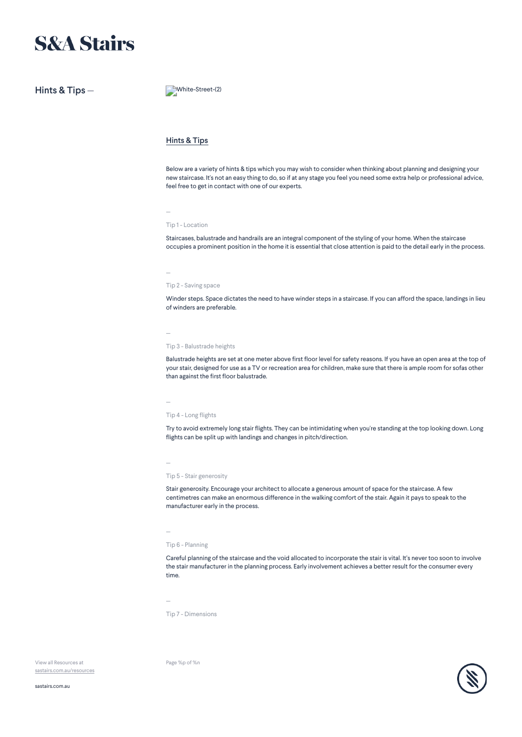# S&A Stairs

Hints & Tips —

White-Street-(2)

## Hints & Tips

Below are a variety of hints & tips which you may wish to consider when thinking about planning and designing your new staircase. It's not an easy thing to do, so if at any stage you feel you need some extra help or professional advice, feel free to get in contact with one of our experts.

—

### Tip 1 - Location

Staircases, balustrade and handrails are an integral component of the styling of your home. When the staircase occupies a prominent position in the home it is essential that close attention is paid to the detail early in the process.

—

### Tip 2 - Saving space

Winder steps. Space dictates the need to have winder steps in a staircase. If you can afford the space, landings in lieu of winders are preferable.

—

### Tip 3 - Balustrade heights

Balustrade heights are set at one meter above first floor level for safety reasons. If you have an open area at the top of your stair, designed for use as a TV or recreation area for children, make sure that there is ample room for sofas other than against the first floor balustrade.

—

### Tip 4 - Long flights

Try to avoid extremely long stair flights. They can be intimidating when you're standing at the top looking down. Long flights can be split up with landings and changes in pitch/direction.

—

### Tip 5 - Stair generosity

Stair generosity. Encourage your architect to allocate a generous amount of space for the staircase. A few centimetres can make an enormous difference in the walking comfort of the stair. Again it pays to speak to the manufacturer early in the process.

—

### Tip 6 - Planning

Careful planning of the staircase and the void allocated to incorporate the stair is vital. It's never too soon to involve the stair manufacturer in the planning process. Early involvement achieves a better result for the consumer every time.

—

### Tip 7 - Dimensions

View all Resources at sastairs.com.au/resources

sastairs.com.au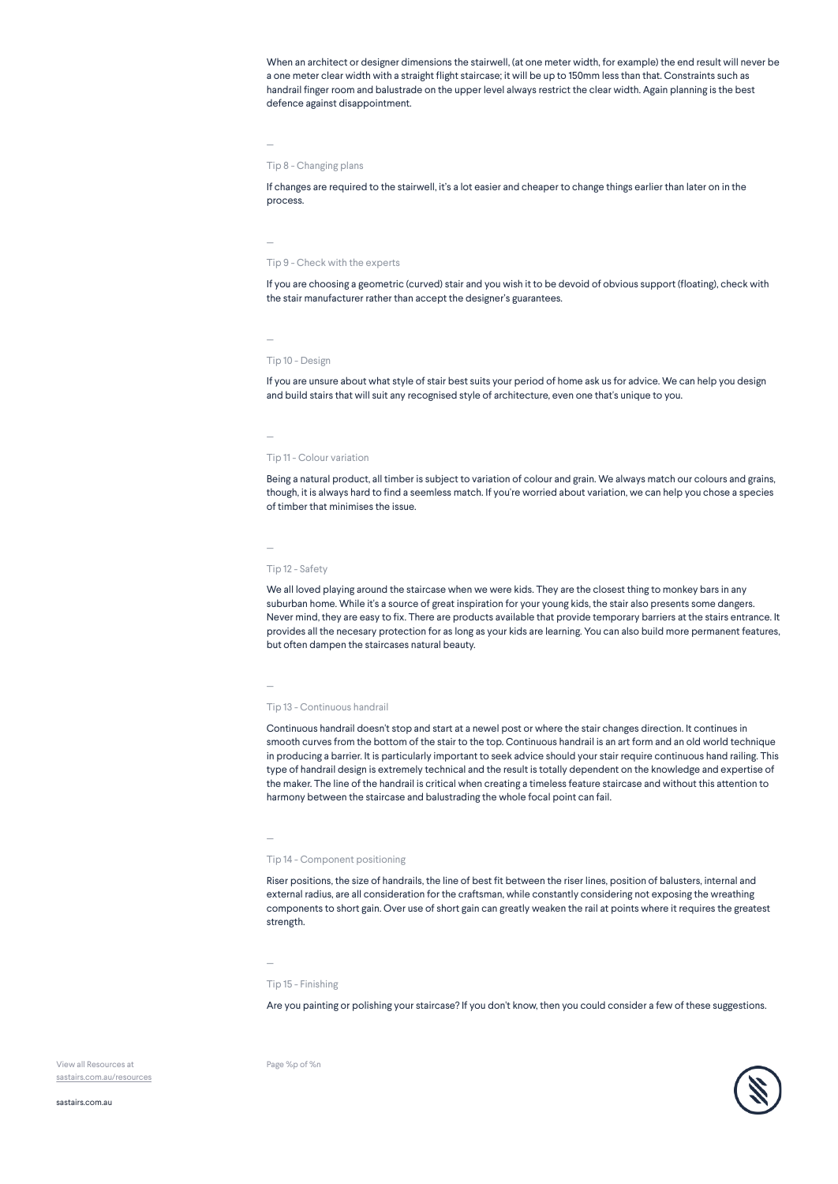When an architect or designer dimensions the stairwell, (at one meter width, for example) the end result will never be a one meter clear width with a straight flight staircase; it will be up to 150mm less than that. Constraints such as handrail finger room and balustrade on the upper level always restrict the clear width. Again planning is the best defence against disappointment.

—

### Tip 8 - Changing plans

If changes are required to the stairwell, it's a lot easier and cheaper to change things earlier than later on in the process.

—

### Tip 9 - Check with the experts

If you are choosing a geometric (curved) stair and you wish it to be devoid of obvious support (floating), check with the stair manufacturer rather than accept the designer's guarantees.

—

### Tip 10 - Design

If you are unsure about what style of stair best suits your period of home ask us for advice. We can help you design and build stairs that will suit any recognised style of architecture, even one that's unique to you.

—

### Tip 11 - Colour variation

Being a natural product, all timber is subject to variation of colour and grain. We always match our colours and grains, though, it is always hard to find a seemless match. If you're worried about variation, we can help you chose a species of timber that minimises the issue.

—

### Tip 12 - Safety

We all loved playing around the staircase when we were kids. They are the closest thing to monkey bars in any suburban home. While it's a source of great inspiration for your young kids, the stair also presents some dangers. Never mind, they are easy to fix. There are products available that provide temporary barriers at the stairs entrance. It provides all the necesary protection for as long as your kids are learning. You can also build more permanent features, but often dampen the staircases natural beauty.

—

### Tip 13 - Continuous handrail

Continuous handrail doesn't stop and start at a newel post or where the stair changes direction. It continues in smooth curves from the bottom of the stair to the top. Continuous handrail is an art form and an old world technique in producing a barrier. It is particularly important to seek advice should your stair require continuous hand railing. This type of handrail design is extremely technical and the result is totally dependent on the knowledge and expertise of the maker. The line of the handrail is critical when creating a timeless feature staircase and without this attention to harmony between the staircase and balustrading the whole focal point can fail.

—

### Tip 14 - Component positioning

Riser positions, the size of handrails, the line of best fit between the riser lines, position of balusters, internal and external radius, are all consideration for the craftsman, while constantly considering not exposing the wreathing components to short gain. Over use of short gain can greatly weaken the rail at points where it requires the greatest strength.

—

### Tip 15 - Finishing

Are you painting or polishing your staircase? If you don't know, then you could consider a few of these suggestions.

View all Resources at
sastairs.com.au/resources

sastairs.com.au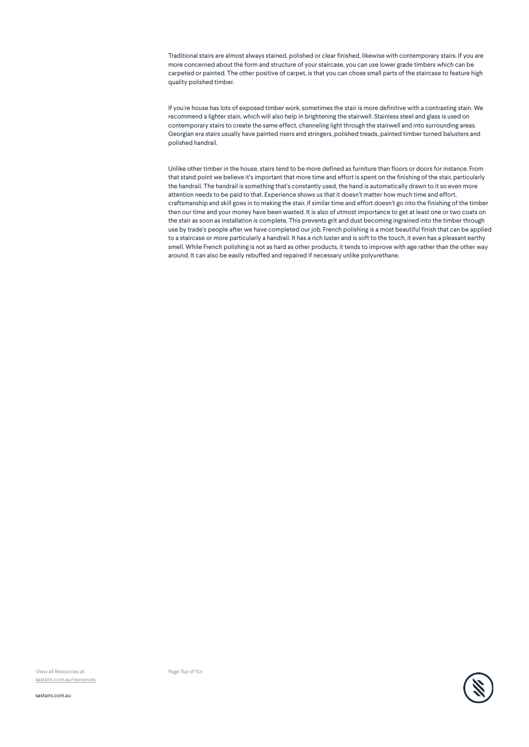Traditional stairs are almost always stained, polished or clear finished, likewise with contemporary stairs. If you are more concerned about the form and structure of your staircase, you can use lower grade timbers which can be carpeted or painted. The other positive of carpet, is that you can chose small parts of the staircase to feature high quality polished timber.

If you're house has lots of exposed timber work, sometimes the stair is more definitive with a contrasting stain. We recommend a lighter stain, which will also help in brightening the stairwell. Stainless steel and glass is used on contemporary stairs to create the same effect, channeling light through the stairwell and into surrounding areas. Georgian era stairs usually have painted risers and stringers, polished treads, painted timber turned balusters and polished handrail.

Unlike other timber in the house, stairs tend to be more defined as furniture than floors or doors for instance. From that stand point we believe it's important that more time and effort is spent on the finishing of the stair, particularly the handrail. The handrail is something that's constantly used, the hand is automatically drawn to it so even more attention needs to be paid to that. Experience shows us that it doesn't matter how much time and effort, craftsmanship and skill goes in to making the stair, if similar time and effort doesn't go into the finishing of the timber then our time and your money have been wasted. It is also of utmost importance to get at least one or two coats on the stair as soon as installation is complete. This prevents grit and dust becoming ingrained into the timber through use by trade's people after we have completed our job. French polishing is a most beautiful finish that can be applied to a staircase or more particularly a handrail. It has a rich luster and is soft to the touch, it even has a pleasant earthy smell. While French polishing is not as hard as other products, it tends to improve with age rather than the other way around. It can also be easily rebuffed and repaired if necessary unlike polyurethane.